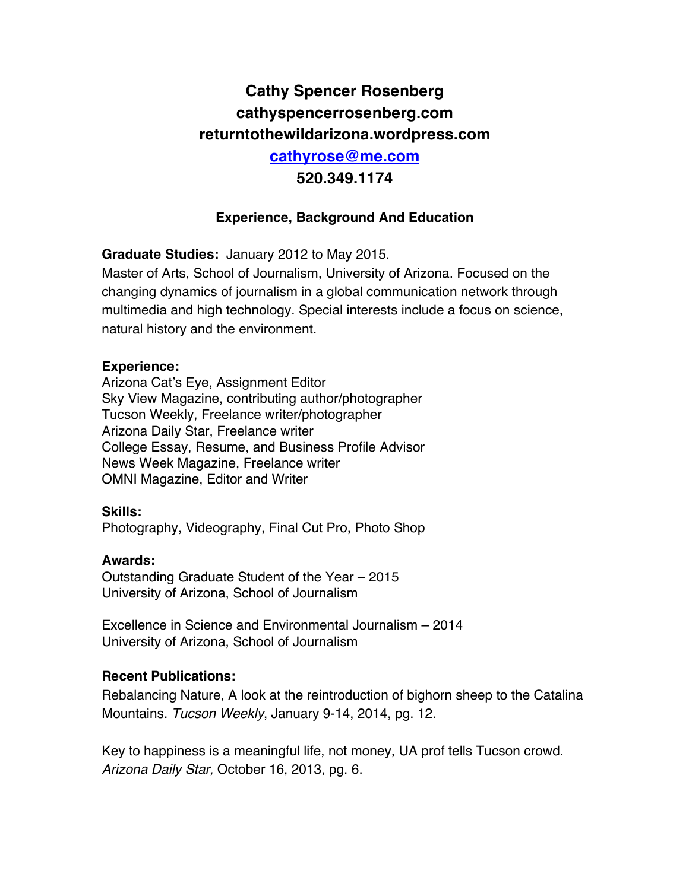# Cathy Spencer Rosenberg
# cathyspencerrosenberg.com
# returntothewildarizona.wordpress.com
# cathyrose@me.com
# 520.349.1174

## Experience, Background And Education

**Graduate Studies:** January 2012 to May 2015.
Master of Arts, School of Journalism, University of Arizona. Focused on the changing dynamics of journalism in a global communication network through multimedia and high technology. Special interests include a focus on science, natural history and the environment.

**Experience:**
Arizona Cat's Eye, Assignment Editor
Sky View Magazine, contributing author/photographer
Tucson Weekly, Freelance writer/photographer
Arizona Daily Star, Freelance writer
College Essay, Resume, and Business Profile Advisor
News Week Magazine, Freelance writer
OMNI Magazine, Editor and Writer

**Skills:**
Photography, Videography, Final Cut Pro, Photo Shop

**Awards:**
Outstanding Graduate Student of the Year – 2015
University of Arizona, School of Journalism

Excellence in Science and Environmental Journalism – 2014
University of Arizona, School of Journalism

**Recent Publications:**
Rebalancing Nature, A look at the reintroduction of bighorn sheep to the Catalina Mountains. *Tucson Weekly*, January 9-14, 2014, pg. 12.

Key to happiness is a meaningful life, not money, UA prof tells Tucson crowd. *Arizona Daily Star,* October 16, 2013, pg. 6.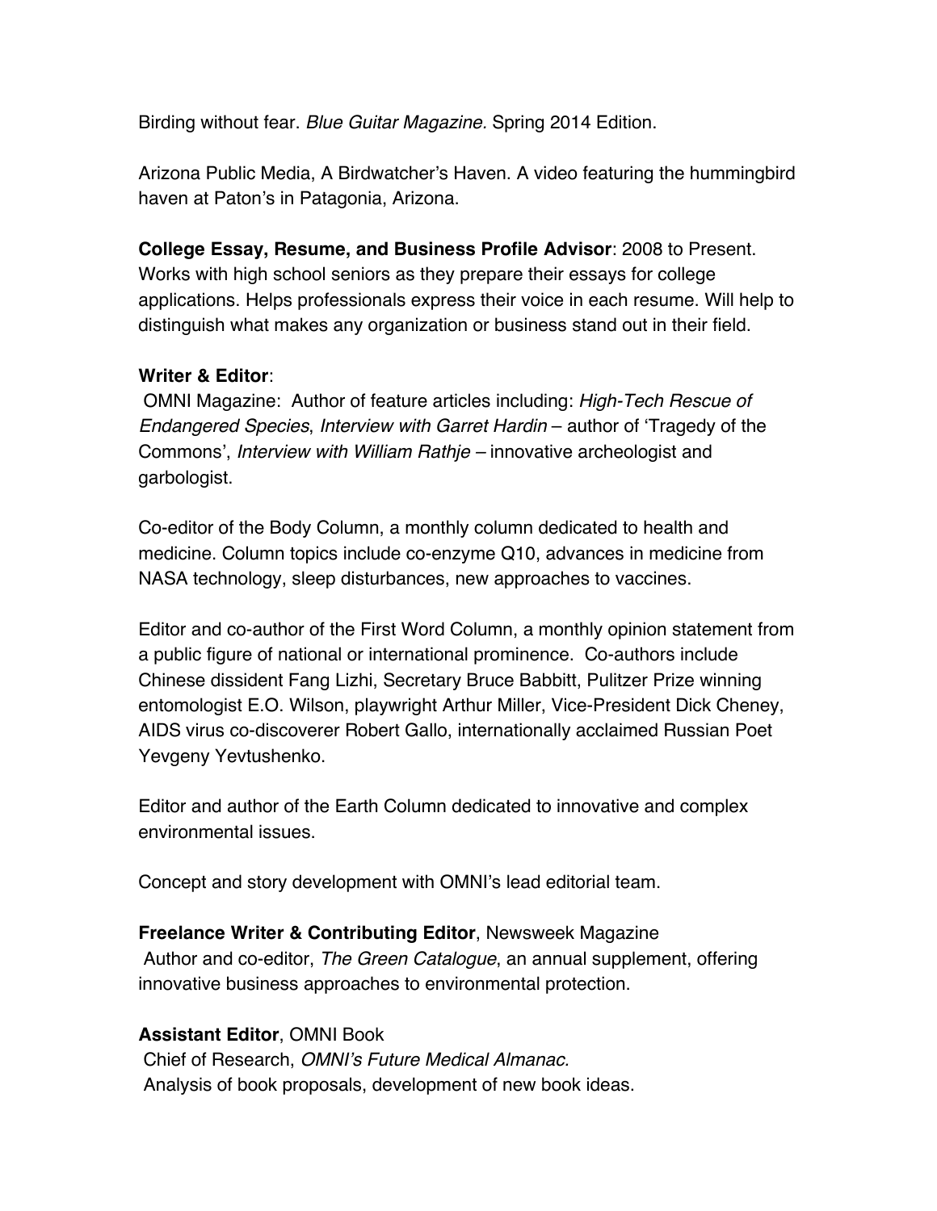Birding without fear. *Blue Guitar Magazine.* Spring 2014 Edition.

Arizona Public Media, A Birdwatcher's Haven. A video featuring the hummingbird haven at Paton's in Patagonia, Arizona.

**College Essay, Resume, and Business Profile Advisor**: 2008 to Present. Works with high school seniors as they prepare their essays for college applications. Helps professionals express their voice in each resume. Will help to distinguish what makes any organization or business stand out in their field.

**Writer & Editor**:
OMNI Magazine: Author of feature articles including: *High-Tech Rescue of Endangered Species*, *Interview with Garret Hardin* – author of 'Tragedy of the Commons', *Interview with William Rathje* – innovative archeologist and garbologist.

Co-editor of the Body Column, a monthly column dedicated to health and medicine. Column topics include co-enzyme Q10, advances in medicine from NASA technology, sleep disturbances, new approaches to vaccines.

Editor and co-author of the First Word Column, a monthly opinion statement from a public figure of national or international prominence. Co-authors include Chinese dissident Fang Lizhi, Secretary Bruce Babbitt, Pulitzer Prize winning entomologist E.O. Wilson, playwright Arthur Miller, Vice-President Dick Cheney, AIDS virus co-discoverer Robert Gallo, internationally acclaimed Russian Poet Yevgeny Yevtushenko.

Editor and author of the Earth Column dedicated to innovative and complex environmental issues.

Concept and story development with OMNI's lead editorial team.

**Freelance Writer & Contributing Editor**, Newsweek Magazine
Author and co-editor, *The Green Catalogue*, an annual supplement, offering innovative business approaches to environmental protection.

**Assistant Editor**, OMNI Book
Chief of Research, *OMNI's Future Medical Almanac.*
Analysis of book proposals, development of new book ideas.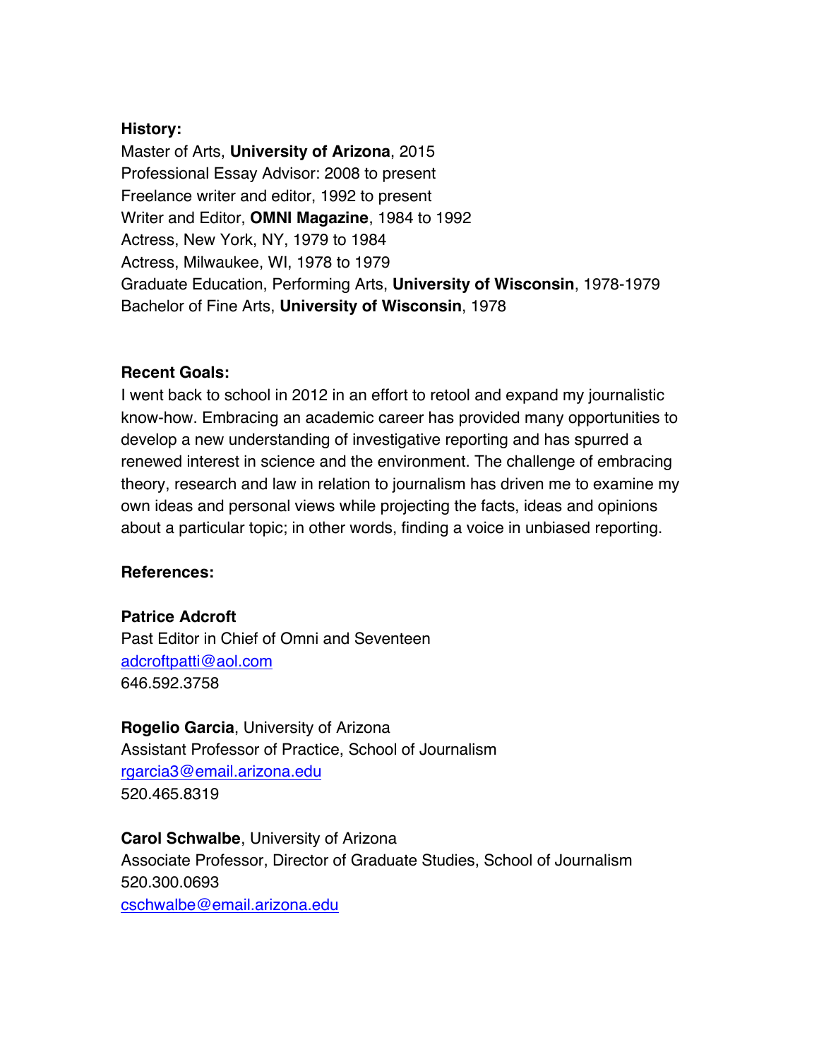**History:**

Master of Arts, **University of Arizona**, 2015
Professional Essay Advisor: 2008 to present
Freelance writer and editor, 1992 to present
Writer and Editor, **OMNI Magazine**, 1984 to 1992
Actress, New York, NY, 1979 to 1984
Actress, Milwaukee, WI, 1978 to 1979
Graduate Education, Performing Arts, **University of Wisconsin**, 1978-1979
Bachelor of Fine Arts, **University of Wisconsin**, 1978

**Recent Goals:**

I went back to school in 2012 in an effort to retool and expand my journalistic know-how. Embracing an academic career has provided many opportunities to develop a new understanding of investigative reporting and has spurred a renewed interest in science and the environment. The challenge of embracing theory, research and law in relation to journalism has driven me to examine my own ideas and personal views while projecting the facts, ideas and opinions about a particular topic; in other words, finding a voice in unbiased reporting.

**References:**

**Patrice Adcroft**
Past Editor in Chief of Omni and Seventeen
adcroftpatti@aol.com
646.592.3758

**Rogelio Garcia**, University of Arizona
Assistant Professor of Practice, School of Journalism
rgarcia3@email.arizona.edu
520.465.8319

**Carol Schwalbe**, University of Arizona
Associate Professor, Director of Graduate Studies, School of Journalism
520.300.0693
cschwalbe@email.arizona.edu